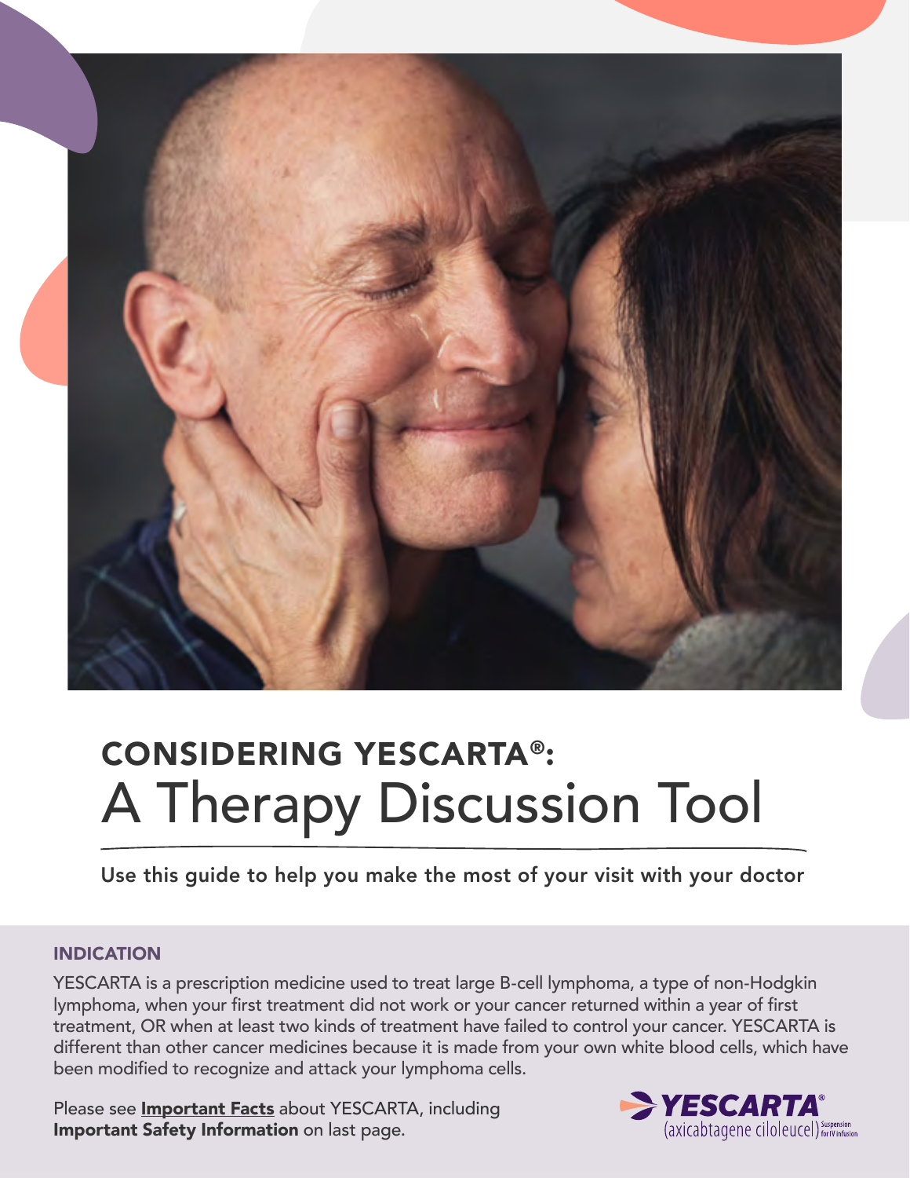# CONSIDERING YESCARTA®: A Therapy Discussion Tool

**Use this guide to help you make the most of your visit with your doctor**

## INDICATION

YESCARTA is a prescription medicine used to treat large B-cell lymphoma, a type of non-Hodgkin lymphoma, when your first treatment did not work or your cancer returned within a year of first treatment, OR when at least two kinds of treatment have failed to control your cancer. YESCARTA is different than other cancer medicines because it is made from your own white blood cells, which have been modified to recognize and attack your lymphoma cells.

Please see **Important Facts** about YESCARTA, including **Important Safety Information** on last page.

YESCARTA® (axicabtagene ciloleucel) Suspension for IV Infusion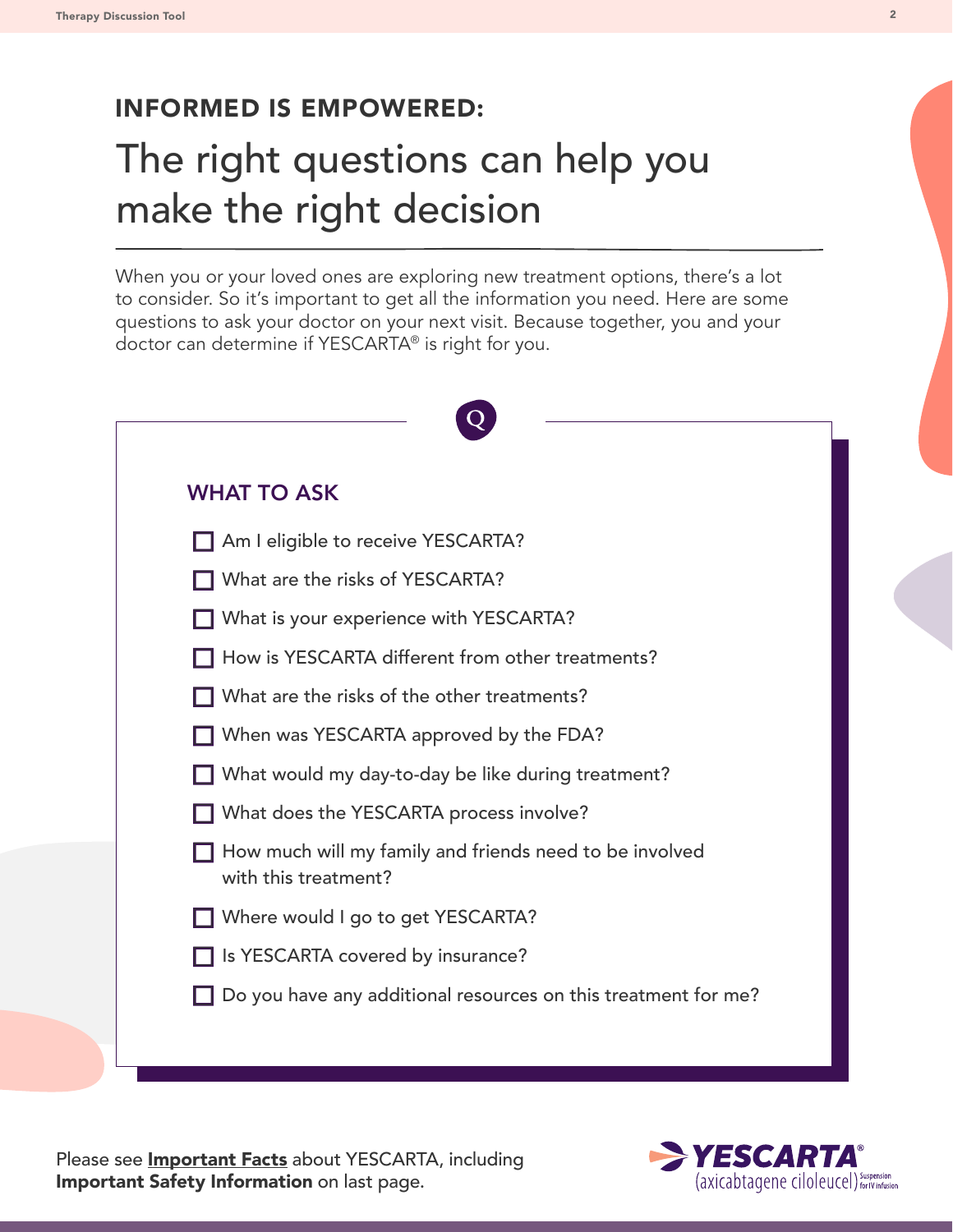## INFORMED IS EMPOWERED:

# The right questions can help you make the right decision

When you or your loved ones are exploring new treatment options, there's a lot to consider. So it's important to get all the information you need. Here are some questions to ask your doctor on your next visit. Because together, you and your doctor can determine if YESCARTA® is right for you.

### WHAT TO ASK

- [ ] Am I eligible to receive YESCARTA?
- [ ] What are the risks of YESCARTA?
- [ ] What is your experience with YESCARTA?
- [ ] How is YESCARTA different from other treatments?
- [ ] What are the risks of the other treatments?
- [ ] When was YESCARTA approved by the FDA?
- [ ] What would my day-to-day be like during treatment?
- [ ] What does the YESCARTA process involve?
- [ ] How much will my family and friends need to be involved with this treatment?
- [ ] Where would I go to get YESCARTA?
- [ ] Is YESCARTA covered by insurance?
- [ ] Do you have any additional resources on this treatment for me?

Please see **Important Facts** about YESCARTA, including **Important Safety Information** on last page.

YESCARTA® (axicabtagene ciloleucel) Suspension for IV infusion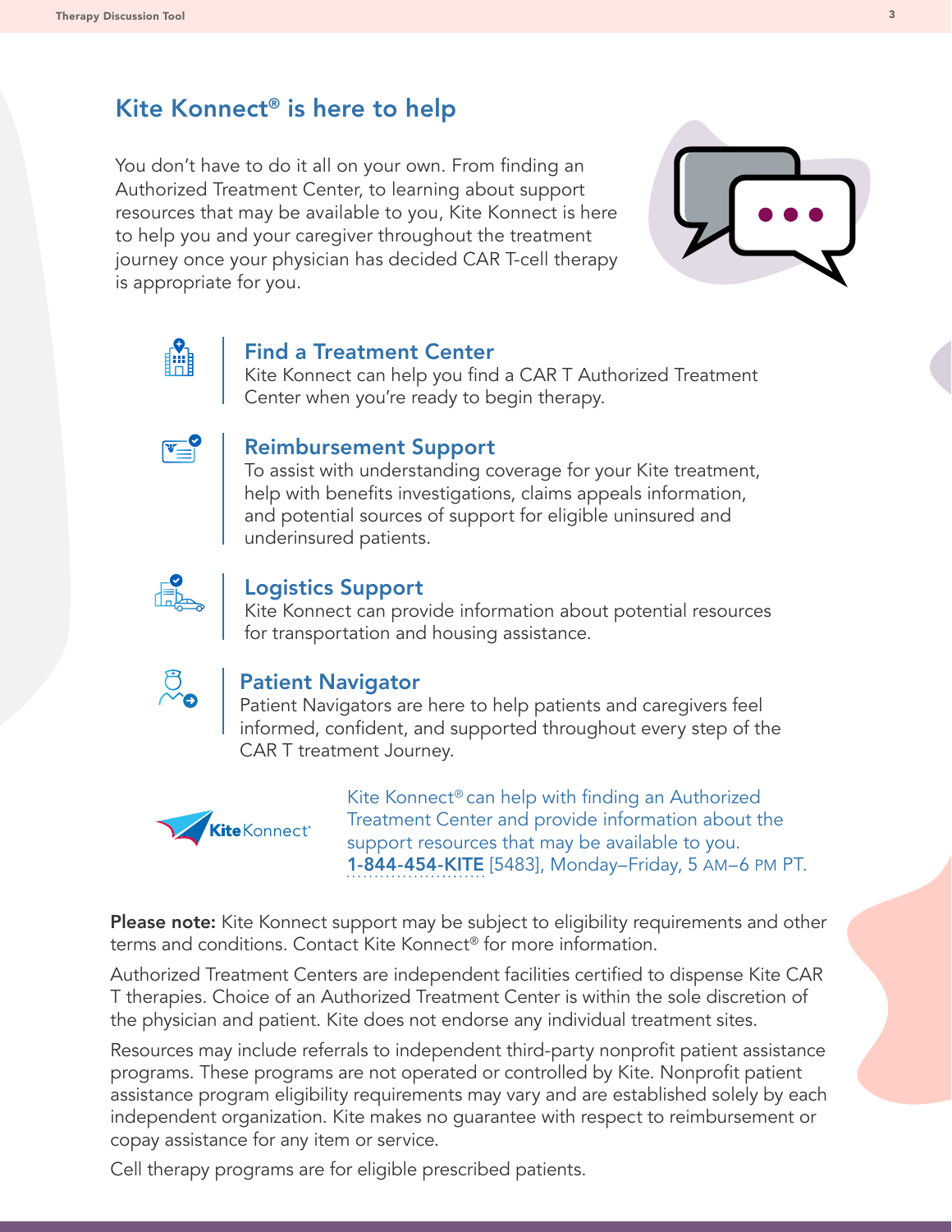# Kite Konnect® is here to help

You don't have to do it all on your own. From finding an Authorized Treatment Center, to learning about support resources that may be available to you, Kite Konnect is here to help you and your caregiver throughout the treatment journey once your physician has decided CAR T-cell therapy is appropriate for you.

## Find a Treatment Center

Kite Konnect can help you find a CAR T Authorized Treatment Center when you're ready to begin therapy.

## Reimbursement Support

To assist with understanding coverage for your Kite treatment, help with benefits investigations, claims appeals information, and potential sources of support for eligible uninsured and underinsured patients.

## Logistics Support

Kite Konnect can provide information about potential resources for transportation and housing assistance.

## Patient Navigator

Patient Navigators are here to help patients and caregivers feel informed, confident, and supported throughout every step of the CAR T treatment Journey.

Kite Konnect® can help with finding an Authorized Treatment Center and provide information about the support resources that may be available to you. **1-844-454-KITE** [5483], Monday–Friday, 5 AM–6 PM PT.

**Please note:** Kite Konnect support may be subject to eligibility requirements and other terms and conditions. Contact Kite Konnect® for more information.

Authorized Treatment Centers are independent facilities certified to dispense Kite CAR T therapies. Choice of an Authorized Treatment Center is within the sole discretion of the physician and patient. Kite does not endorse any individual treatment sites.

Resources may include referrals to independent third-party nonprofit patient assistance programs. These programs are not operated or controlled by Kite. Nonprofit patient assistance program eligibility requirements may vary and are established solely by each independent organization. Kite makes no guarantee with respect to reimbursement or copay assistance for any item or service.

Cell therapy programs are for eligible prescribed patients.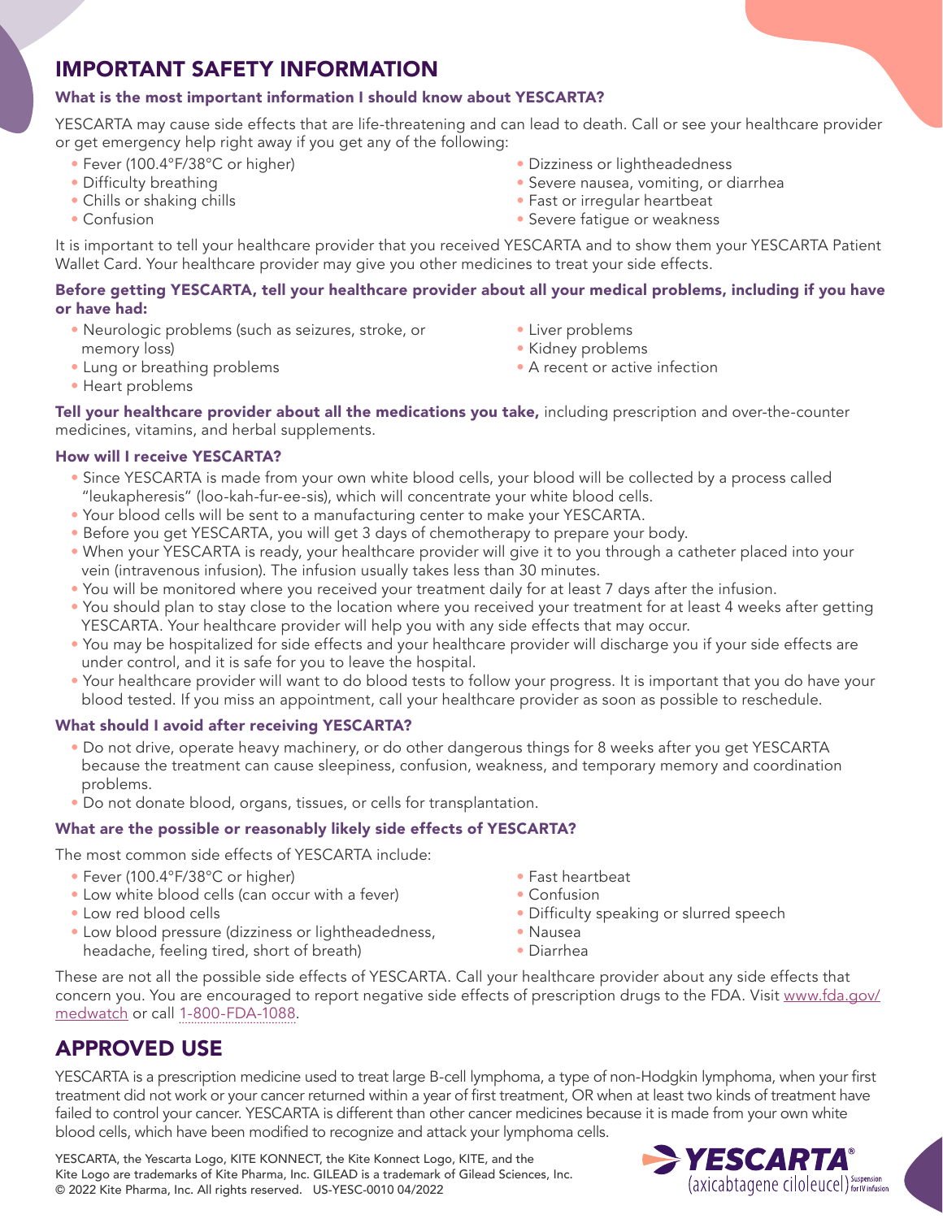## IMPORTANT SAFETY INFORMATION

### What is the most important information I should know about YESCARTA?

YESCARTA may cause side effects that are life-threatening and can lead to death. Call or see your healthcare provider or get emergency help right away if you get any of the following:

- Fever (100.4°F/38°C or higher)
- Difficulty breathing
- Chills or shaking chills
- Confusion
- Dizziness or lightheadedness
- Severe nausea, vomiting, or diarrhea
- Fast or irregular heartbeat
- Severe fatigue or weakness

It is important to tell your healthcare provider that you received YESCARTA and to show them your YESCARTA Patient Wallet Card. Your healthcare provider may give you other medicines to treat your side effects.

### Before getting YESCARTA, tell your healthcare provider about all your medical problems, including if you have or have had:

- Neurologic problems (such as seizures, stroke, or memory loss)
- Lung or breathing problems
- Heart problems
- Liver problems
- Kidney problems
- A recent or active infection

**Tell your healthcare provider about all the medications you take,** including prescription and over-the-counter medicines, vitamins, and herbal supplements.

### How will I receive YESCARTA?

- Since YESCARTA is made from your own white blood cells, your blood will be collected by a process called "leukapheresis" (loo-kah-fur-ee-sis), which will concentrate your white blood cells.
- Your blood cells will be sent to a manufacturing center to make your YESCARTA.
- Before you get YESCARTA, you will get 3 days of chemotherapy to prepare your body.
- When your YESCARTA is ready, your healthcare provider will give it to you through a catheter placed into your vein (intravenous infusion). The infusion usually takes less than 30 minutes.
- You will be monitored where you received your treatment daily for at least 7 days after the infusion.
- You should plan to stay close to the location where you received your treatment for at least 4 weeks after getting YESCARTA. Your healthcare provider will help you with any side effects that may occur.
- You may be hospitalized for side effects and your healthcare provider will discharge you if your side effects are under control, and it is safe for you to leave the hospital.
- Your healthcare provider will want to do blood tests to follow your progress. It is important that you do have your blood tested. If you miss an appointment, call your healthcare provider as soon as possible to reschedule.

### What should I avoid after receiving YESCARTA?

- Do not drive, operate heavy machinery, or do other dangerous things for 8 weeks after you get YESCARTA because the treatment can cause sleepiness, confusion, weakness, and temporary memory and coordination problems.
- Do not donate blood, organs, tissues, or cells for transplantation.

### What are the possible or reasonably likely side effects of YESCARTA?

The most common side effects of YESCARTA include:

- Fever (100.4°F/38°C or higher)
- Low white blood cells (can occur with a fever)
- Low red blood cells
- Low blood pressure (dizziness or lightheadedness, headache, feeling tired, short of breath)
- Fast heartbeat
- Confusion
- Difficulty speaking or slurred speech
- Nausea
- Diarrhea

These are not all the possible side effects of YESCARTA. Call your healthcare provider about any side effects that concern you. You are encouraged to report negative side effects of prescription drugs to the FDA. Visit www.fda.gov/medwatch or call 1-800-FDA-1088.

## APPROVED USE

YESCARTA is a prescription medicine used to treat large B-cell lymphoma, a type of non-Hodgkin lymphoma, when your first treatment did not work or your cancer returned within a year of first treatment, OR when at least two kinds of treatment have failed to control your cancer. YESCARTA is different than other cancer medicines because it is made from your own white blood cells, which have been modified to recognize and attack your lymphoma cells.

YESCARTA, the Yescarta Logo, KITE KONNECT, the Kite Konnect Logo, KITE, and the Kite Logo are trademarks of Kite Pharma, Inc. GILEAD is a trademark of Gilead Sciences, Inc. © 2022 Kite Pharma, Inc. All rights reserved. US-YESC-0010 04/2022

YESCARTA® (axicabtagene ciloleucel) Suspension for IV infusion